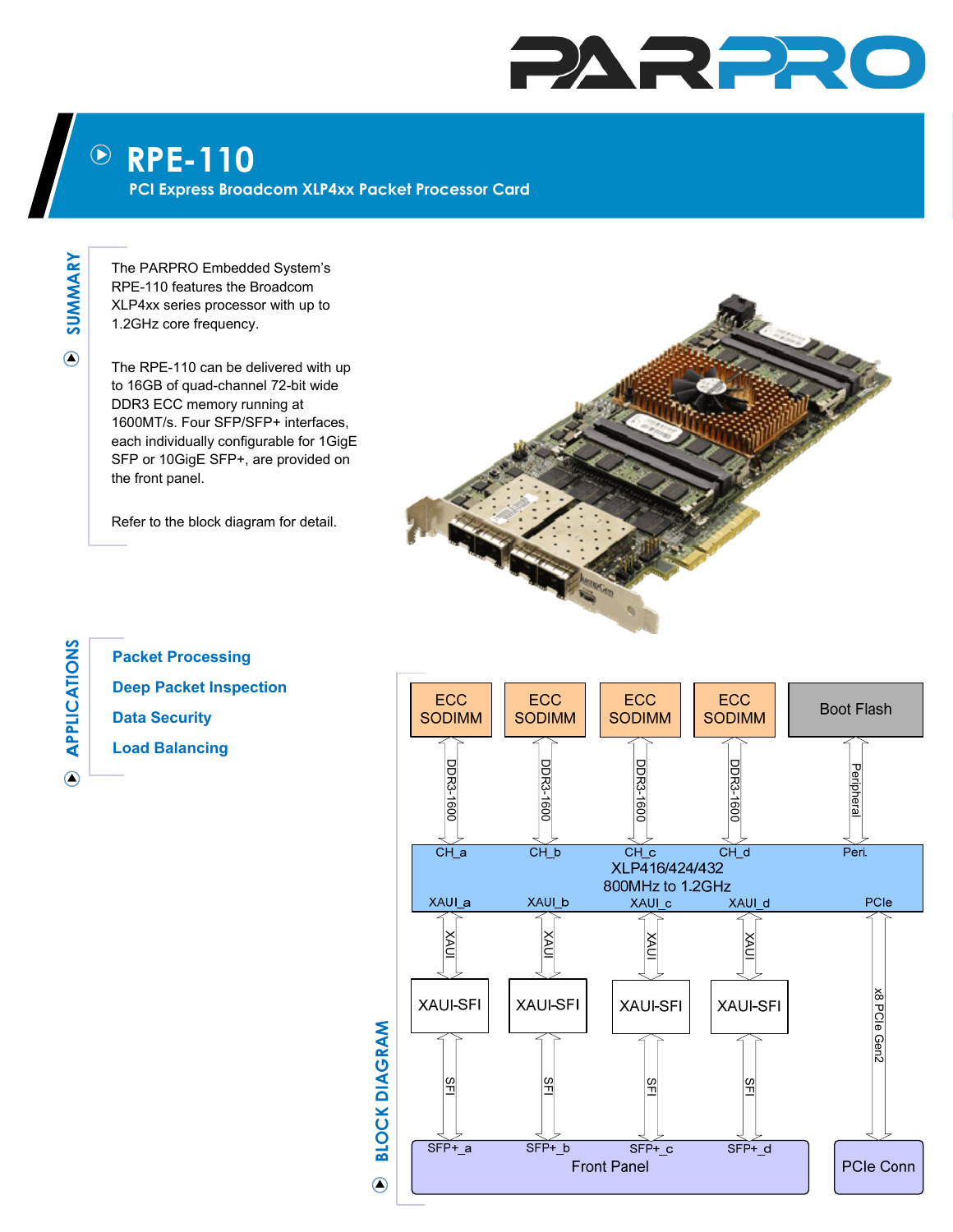# RPE-110

## PCI Express Broadcom XLP4xx Packet Processor Card

## SUMMARY

The PARPRO Embedded System's RPE-110 features the Broadcom XLP4xx series processor with up to 1.2GHz core frequency.

The RPE-110 can be delivered with up to 16GB of quad-channel 72-bit wide DDR3 ECC memory running at 1600MT/s. Four SFP/SFP+ interfaces, each individually configurable for 1GigE SFP or 10GigE SFP+, are provided on the front panel.

Refer to the block diagram for detail.

## APPLICATIONS

- Packet Processing
- Deep Packet Inspection
- Data Security
- Load Balancing

## BLOCK DIAGRAM

ECC SODIMM | ECC SODIMM | ECC SODIMM | ECC SODIMM | Boot Flash

DDR3-1600 | DDR3-1600 | DDR3-1600 | DDR3-1600 | Peripheral

CH_a | CH_b | CH_c | CH_d | Peri.

XLP416/424/432
800MHz to 1.2GHz

XAUI_a | XAUI_b | XAUI_c | XAUI_d | PCIe

XAUI | XAUI | XAUI | XAUI | x8 PCIe Gen2

XAUI-SFI | XAUI-SFI | XAUI-SFI | XAUI-SFI

SFI | SFI | SFI | SFI

SFP+_a | SFP+_b | SFP+_c | SFP+_d

Front Panel | PCIe Conn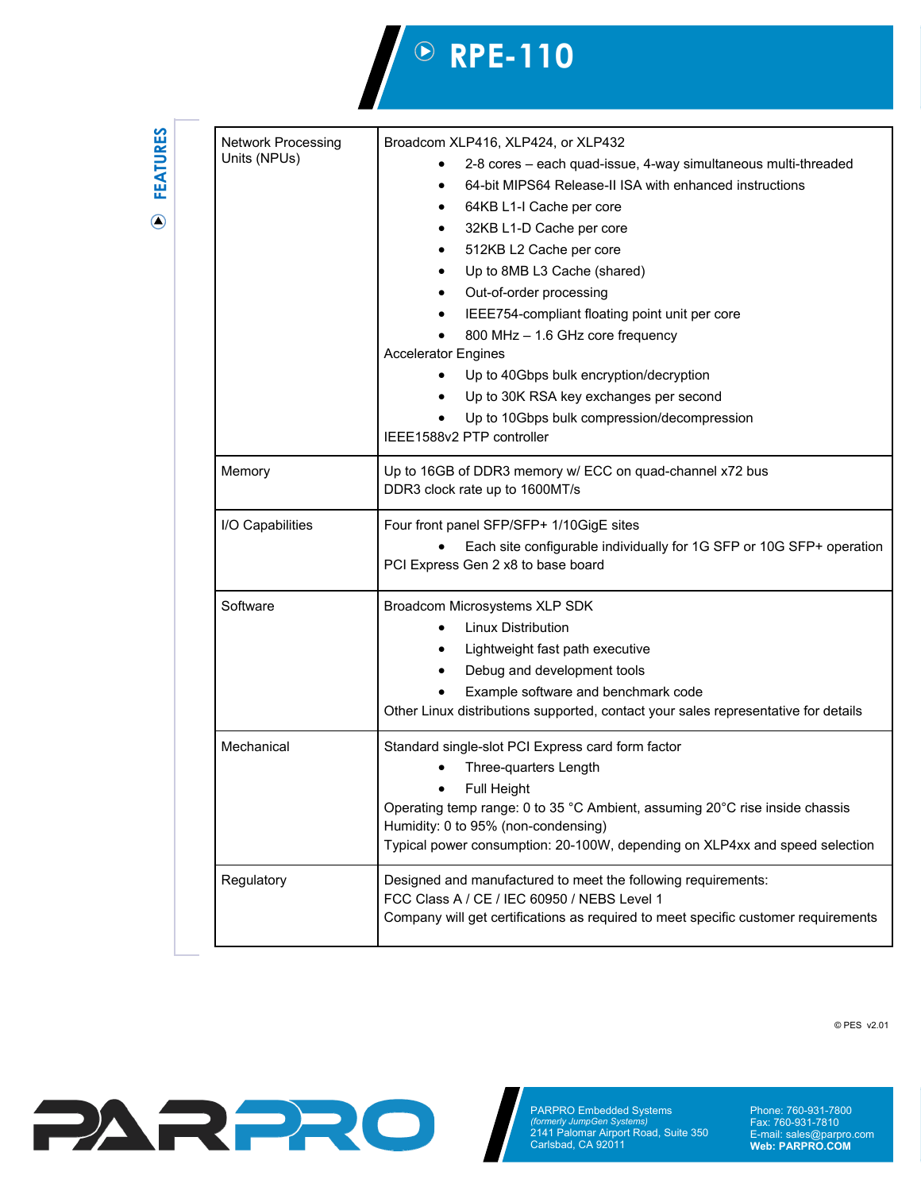# RPE-110

## FEATURES

| | |
|---|---|
| Network Processing Units (NPUs) | Broadcom XLP416, XLP424, or XLP432<br>• 2-8 cores – each quad-issue, 4-way simultaneous multi-threaded<br>• 64-bit MIPS64 Release-II ISA with enhanced instructions<br>• 64KB L1-I Cache per core<br>• 32KB L1-D Cache per core<br>• 512KB L2 Cache per core<br>• Up to 8MB L3 Cache (shared)<br>• Out-of-order processing<br>• IEEE754-compliant floating point unit per core<br>• 800 MHz – 1.6 GHz core frequency<br>Accelerator Engines<br>• Up to 40Gbps bulk encryption/decryption<br>• Up to 30K RSA key exchanges per second<br>• Up to 10Gbps bulk compression/decompression<br>IEEE1588v2 PTP controller |
| Memory | Up to 16GB of DDR3 memory w/ ECC on quad-channel x72 bus<br>DDR3 clock rate up to 1600MT/s |
| I/O Capabilities | Four front panel SFP/SFP+ 1/10GigE sites<br>• Each site configurable individually for 1G SFP or 10G SFP+ operation<br>PCI Express Gen 2 x8 to base board |
| Software | Broadcom Microsystems XLP SDK<br>• Linux Distribution<br>• Lightweight fast path executive<br>• Debug and development tools<br>• Example software and benchmark code<br>Other Linux distributions supported, contact your sales representative for details |
| Mechanical | Standard single-slot PCI Express card form factor<br>• Three-quarters Length<br>• Full Height<br>Operating temp range: 0 to 35 °C Ambient, assuming 20°C rise inside chassis<br>Humidity: 0 to 95% (non-condensing)<br>Typical power consumption: 20-100W, depending on XLP4xx and speed selection |
| Regulatory | Designed and manufactured to meet the following requirements:<br>FCC Class A / CE / IEC 60950 / NEBS Level 1<br>Company will get certifications as required to meet specific customer requirements |

© PES v2.01

PARPRO

PARPRO Embedded Systems
*(formerly JumpGen Systems)*
2141 Palomar Airport Road, Suite 350
Carlsbad, CA 92011

Phone: 760-931-7800
Fax: 760-931-7810
E-mail: sales@parpro.com
**Web: PARPRO.COM**